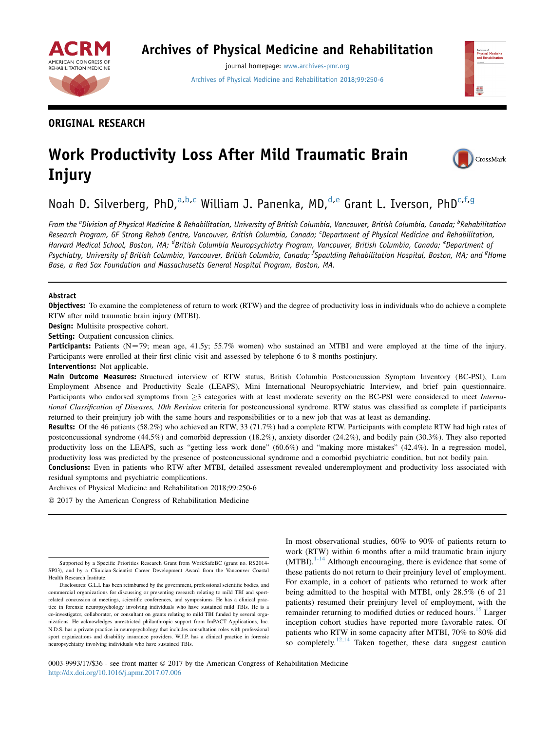ORIGINAL RESEARCH

# Work Productivity Loss After Mild Traumatic Brain Injury

Noah D. Silverberg, PhD,[a,b,c] William J. Panenka, MD,[d,e] Grant L. Iverson, PhD[c,f,g]

*From the [a]Division of Physical Medicine & Rehabilitation, University of British Columbia, Vancouver, British Columbia, Canada; [b]Rehabilitation Research Program, GF Strong Rehab Centre, Vancouver, British Columbia, Canada; [c]Department of Physical Medicine and Rehabilitation, Harvard Medical School, Boston, MA; [d]British Columbia Neuropsychiatry Program, Vancouver, British Columbia, Canada; [e]Department of Psychiatry, University of British Columbia, Vancouver, British Columbia, Canada; [f]Spaulding Rehabilitation Hospital, Boston, MA; and [g]Home Base, a Red Sox Foundation and Massachusetts General Hospital Program, Boston, MA.*

## Abstract

**Objectives:** To examine the completeness of return to work (RTW) and the degree of productivity loss in individuals who do achieve a complete RTW after mild traumatic brain injury (MTBI).

**Design:** Multisite prospective cohort.

**Setting:** Outpatient concussion clinics.

**Participants:** Patients (N=79; mean age, 41.5y; 55.7% women) who sustained an MTBI and were employed at the time of the injury. Participants were enrolled at their first clinic visit and assessed by telephone 6 to 8 months postinjury.

**Interventions:** Not applicable.

**Main Outcome Measures:** Structured interview of RTW status, British Columbia Postconcussion Symptom Inventory (BC-PSI), Lam Employment Absence and Productivity Scale (LEAPS), Mini International Neuropsychiatric Interview, and brief pain questionnaire. Participants who endorsed symptoms from ≥3 categories with at least moderate severity on the BC-PSI were considered to meet *International Classification of Diseases, 10th Revision* criteria for postconcussional syndrome. RTW status was classified as complete if participants returned to their preinjury job with the same hours and responsibilities or to a new job that was at least as demanding.

**Results:** Of the 46 patients (58.2%) who achieved an RTW, 33 (71.7%) had a complete RTW. Participants with complete RTW had high rates of postconcussional syndrome (44.5%) and comorbid depression (18.2%), anxiety disorder (24.2%), and bodily pain (30.3%). They also reported productivity loss on the LEAPS, such as "getting less work done" (60.6%) and "making more mistakes" (42.4%). In a regression model, productivity loss was predicted by the presence of postconcussional syndrome and a comorbid psychiatric condition, but not bodily pain.

**Conclusions:** Even in patients who RTW after MTBI, detailed assessment revealed underemployment and productivity loss associated with residual symptoms and psychiatric complications.

Archives of Physical Medicine and Rehabilitation 2018;99:250-6

© 2017 by the American Congress of Rehabilitation Medicine

In most observational studies, 60% to 90% of patients return to work (RTW) within 6 months after a mild traumatic brain injury (MTBI).[1-14] Although encouraging, there is evidence that some of these patients do not return to their preinjury level of employment. For example, in a cohort of patients who returned to work after being admitted to the hospital with MTBI, only 28.5% (6 of 21 patients) resumed their preinjury level of employment, with the remainder returning to modified duties or reduced hours.[15] Larger inception cohort studies have reported more favorable rates. Of patients who RTW in some capacity after MTBI, 70% to 80% did so completely.[12,14] Taken together, these data suggest caution

Supported by a Specific Priorities Research Grant from WorkSafeBC (grant no. RS2014-SP03), and by a Clinician-Scientist Career Development Award from the Vancouver Coastal Health Research Institute.

Disclosures: G.L.I. has been reimbursed by the government, professional scientific bodies, and commercial organizations for discussing or presenting research relating to mild TBI and sport-related concussion at meetings, scientific conferences, and symposiums. He has a clinical practice in forensic neuropsychology involving individuals who have sustained mild TBIs. He is a co-investigator, collaborator, or consultant on grants relating to mild TBI funded by several organizations. He acknowledges unrestricted philanthropic support from ImPACT Applications, Inc. N.D.S. has a private practice in neuropsychology that includes consultation roles with professional sport organizations and disability insurance providers. W.J.P. has a clinical practice in forensic neuropsychiatry involving individuals who have sustained TBIs.

0003-9993/17/$36 - see front matter © 2017 by the American Congress of Rehabilitation Medicine
http://dx.doi.org/10.1016/j.apmr.2017.07.006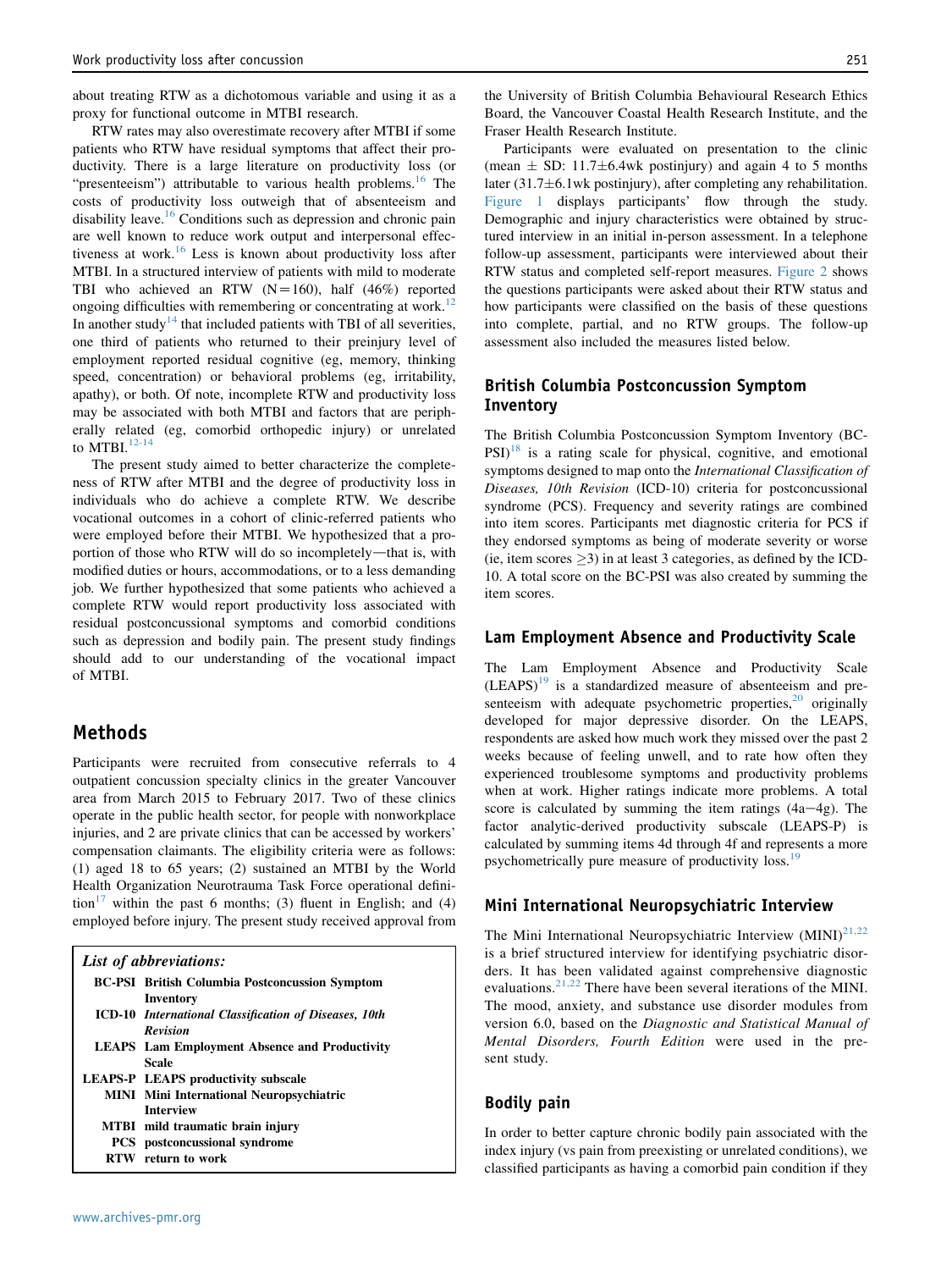about treating RTW as a dichotomous variable and using it as a proxy for functional outcome in MTBI research.

RTW rates may also overestimate recovery after MTBI if some patients who RTW have residual symptoms that affect their productivity. There is a large literature on productivity loss (or "presenteeism") attributable to various health problems.[16] The costs of productivity loss outweigh that of absenteeism and disability leave.[16] Conditions such as depression and chronic pain are well known to reduce work output and interpersonal effectiveness at work.[16] Less is known about productivity loss after MTBI. In a structured interview of patients with mild to moderate TBI who achieved an RTW (N=160), half (46%) reported ongoing difficulties with remembering or concentrating at work.[12] In another study[14] that included patients with TBI of all severities, one third of patients who returned to their preinjury level of employment reported residual cognitive (eg, memory, thinking speed, concentration) or behavioral problems (eg, irritability, apathy), or both. Of note, incomplete RTW and productivity loss may be associated with both MTBI and factors that are peripherally related (eg, comorbid orthopedic injury) or unrelated to MTBI.[12-14]

The present study aimed to better characterize the completeness of RTW after MTBI and the degree of productivity loss in individuals who do achieve a complete RTW. We describe vocational outcomes in a cohort of clinic-referred patients who were employed before their MTBI. We hypothesized that a proportion of those who RTW will do so incompletely—that is, with modified duties or hours, accommodations, or to a less demanding job. We further hypothesized that some patients who achieved a complete RTW would report productivity loss associated with residual postconcussional symptoms and comorbid conditions such as depression and bodily pain. The present study findings should add to our understanding of the vocational impact of MTBI.

## Methods

Participants were recruited from consecutive referrals to 4 outpatient concussion specialty clinics in the greater Vancouver area from March 2015 to February 2017. Two of these clinics operate in the public health sector, for people with nonworkplace injuries, and 2 are private clinics that can be accessed by workers' compensation claimants. The eligibility criteria were as follows: (1) aged 18 to 65 years; (2) sustained an MTBI by the World Health Organization Neurotrauma Task Force operational definition[17] within the past 6 months; (3) fluent in English; and (4) employed before injury. The present study received approval from the University of British Columbia Behavioural Research Ethics Board, the Vancouver Coastal Health Research Institute, and the Fraser Health Research Institute.

Participants were evaluated on presentation to the clinic (mean $\pm$ SD: 11.7$\pm$6.4wk postinjury) and again 4 to 5 months later (31.7$\pm$6.1wk postinjury), after completing any rehabilitation. Figure 1 displays participants' flow through the study. Demographic and injury characteristics were obtained by structured interview in an initial in-person assessment. In a telephone follow-up assessment, participants were interviewed about their RTW status and completed self-report measures. Figure 2 shows the questions participants were asked about their RTW status and how participants were classified on the basis of these questions into complete, partial, and no RTW groups. The follow-up assessment also included the measures listed below.

### British Columbia Postconcussion Symptom Inventory

The British Columbia Postconcussion Symptom Inventory (BC-PSI)[18] is a rating scale for physical, cognitive, and emotional symptoms designed to map onto the *International Classification of Diseases, 10th Revision* (ICD-10) criteria for postconcussional syndrome (PCS). Frequency and severity ratings are combined into item scores. Participants met diagnostic criteria for PCS if they endorsed symptoms as being of moderate severity or worse (ie, item scores $\geq$3) in at least 3 categories, as defined by the ICD-10. A total score on the BC-PSI was also created by summing the item scores.

### Lam Employment Absence and Productivity Scale

The Lam Employment Absence and Productivity Scale (LEAPS)[19] is a standardized measure of absenteeism and presenteeism with adequate psychometric properties,[20] originally developed for major depressive disorder. On the LEAPS, respondents are asked how much work they missed over the past 2 weeks because of feeling unwell, and to rate how often they experienced troublesome symptoms and productivity problems when at work. Higher ratings indicate more problems. A total score is calculated by summing the item ratings (4a−4g). The factor analytic-derived productivity subscale (LEAPS-P) is calculated by summing items 4d through 4f and represents a more psychometrically pure measure of productivity loss.[19]

### Mini International Neuropsychiatric Interview

The Mini International Neuropsychiatric Interview (MINI)[21,22] is a brief structured interview for identifying psychiatric disorders. It has been validated against comprehensive diagnostic evaluations.[21,22] There have been several iterations of the MINI. The mood, anxiety, and substance use disorder modules from version 6.0, based on the *Diagnostic and Statistical Manual of Mental Disorders, Fourth Edition* were used in the present study.

### Bodily pain

In order to better capture chronic bodily pain associated with the index injury (vs pain from preexisting or unrelated conditions), we classified participants as having a comorbid pain condition if they

**List of abbreviations:**

- **BC-PSI** British Columbia Postconcussion Symptom Inventory
- **ICD-10** *International Classification of Diseases, 10th Revision*
- **LEAPS** Lam Employment Absence and Productivity Scale
- **LEAPS-P** LEAPS productivity subscale
- **MINI** Mini International Neuropsychiatric Interview
- **MTBI** mild traumatic brain injury
- **PCS** postconcussional syndrome
- **RTW** return to work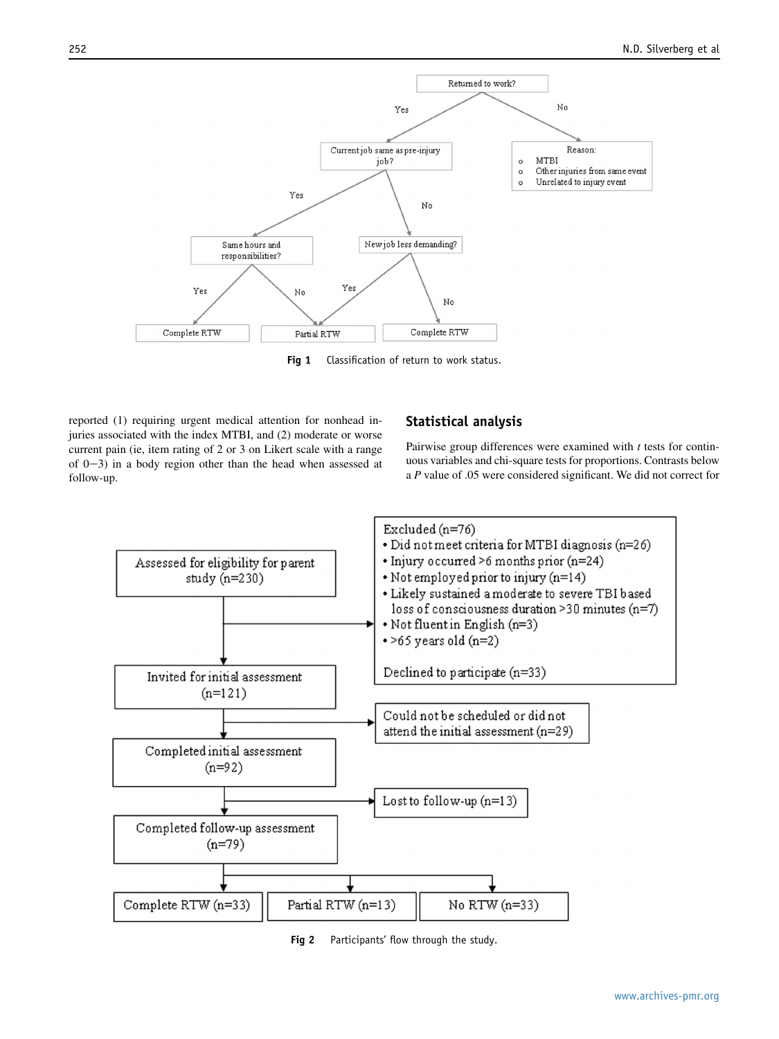Fig 1 Classification of return to work status.

reported (1) requiring urgent medical attention for nonhead injuries associated with the index MTBI, and (2) moderate or worse current pain (ie, item rating of 2 or 3 on Likert scale with a range of 0−3) in a body region other than the head when assessed at follow-up.

## Statistical analysis

Pairwise group differences were examined with *t* tests for continuous variables and chi-square tests for proportions. Contrasts below a *P* value of .05 were considered significant. We did not correct for

Fig 2 Participants' flow through the study.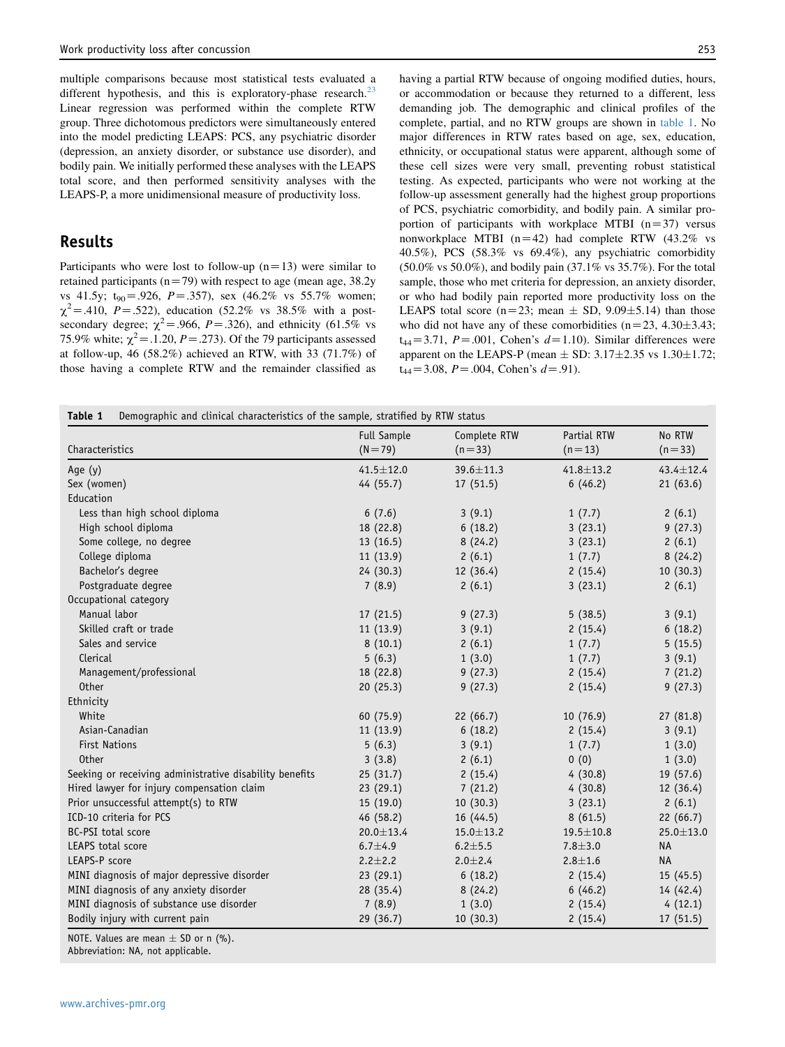multiple comparisons because most statistical tests evaluated a different hypothesis, and this is exploratory-phase research.[23] Linear regression was performed within the complete RTW group. Three dichotomous predictors were simultaneously entered into the model predicting LEAPS: PCS, any psychiatric disorder (depression, an anxiety disorder, or substance use disorder), and bodily pain. We initially performed these analyses with the LEAPS total score, and then performed sensitivity analyses with the LEAPS-P, a more unidimensional measure of productivity loss.

## Results

Participants who were lost to follow-up (n=13) were similar to retained participants (n=79) with respect to age (mean age, 38.2y vs 41.5y; $t_{90}$=.926, $P$=.357), sex (46.2% vs 55.7% women; $\chi^2$=.410, $P$=.522), education (52.2% vs 38.5% with a postsecondary degree; $\chi^2$=.966, $P$=.326), and ethnicity (61.5% vs 75.9% white; $\chi^2$=.1.20, $P$=.273). Of the 79 participants assessed at follow-up, 46 (58.2%) achieved an RTW, with 33 (71.7%) of those having a complete RTW and the remainder classified as having a partial RTW because of ongoing modified duties, hours, or accommodation or because they returned to a different, less demanding job. The demographic and clinical profiles of the complete, partial, and no RTW groups are shown in table 1. No major differences in RTW rates based on age, sex, education, ethnicity, or occupational status were apparent, although some of these cell sizes were very small, preventing robust statistical testing. As expected, participants who were not working at the follow-up assessment generally had the highest group proportions of PCS, psychiatric comorbidity, and bodily pain. A similar proportion of participants with workplace MTBI (n=37) versus nonworkplace MTBI (n=42) had complete RTW (43.2% vs 40.5%), PCS (58.3% vs 69.4%), any psychiatric comorbidity (50.0% vs 50.0%), and bodily pain (37.1% vs 35.7%). For the total sample, those who met criteria for depression, an anxiety disorder, or who had bodily pain reported more productivity loss on the LEAPS total score (n=23; mean ± SD, 9.09±5.14) than those who did not have any of these comorbidities (n=23, 4.30±3.43; $t_{44}$=3.71, $P$=.001, Cohen's $d$=1.10). Similar differences were apparent on the LEAPS-P (mean ± SD: 3.17±2.35 vs 1.30±1.72; $t_{44}$=3.08, $P$=.004, Cohen's $d$=.91).

**Table 1** Demographic and clinical characteristics of the sample, stratified by RTW status

| Characteristics | Full Sample (N=79) | Complete RTW (n=33) | Partial RTW (n=13) | No RTW (n=33) |
|---|---|---|---|---|
| Age (y) | 41.5±12.0 | 39.6±11.3 | 41.8±13.2 | 43.4±12.4 |
| Sex (women) | 44 (55.7) | 17 (51.5) | 6 (46.2) | 21 (63.6) |
| Education | | | | |
| Less than high school diploma | 6 (7.6) | 3 (9.1) | 1 (7.7) | 2 (6.1) |
| High school diploma | 18 (22.8) | 6 (18.2) | 3 (23.1) | 9 (27.3) |
| Some college, no degree | 13 (16.5) | 8 (24.2) | 3 (23.1) | 2 (6.1) |
| College diploma | 11 (13.9) | 2 (6.1) | 1 (7.7) | 8 (24.2) |
| Bachelor's degree | 24 (30.3) | 12 (36.4) | 2 (15.4) | 10 (30.3) |
| Postgraduate degree | 7 (8.9) | 2 (6.1) | 3 (23.1) | 2 (6.1) |
| Occupational category | | | | |
| Manual labor | 17 (21.5) | 9 (27.3) | 5 (38.5) | 3 (9.1) |
| Skilled craft or trade | 11 (13.9) | 3 (9.1) | 2 (15.4) | 6 (18.2) |
| Sales and service | 8 (10.1) | 2 (6.1) | 1 (7.7) | 5 (15.5) |
| Clerical | 5 (6.3) | 1 (3.0) | 1 (7.7) | 3 (9.1) |
| Management/professional | 18 (22.8) | 9 (27.3) | 2 (15.4) | 7 (21.2) |
| Other | 20 (25.3) | 9 (27.3) | 2 (15.4) | 9 (27.3) |
| Ethnicity | | | | |
| White | 60 (75.9) | 22 (66.7) | 10 (76.9) | 27 (81.8) |
| Asian-Canadian | 11 (13.9) | 6 (18.2) | 2 (15.4) | 3 (9.1) |
| First Nations | 5 (6.3) | 3 (9.1) | 1 (7.7) | 1 (3.0) |
| Other | 3 (3.8) | 2 (6.1) | 0 (0) | 1 (3.0) |
| Seeking or receiving administrative disability benefits | 25 (31.7) | 2 (15.4) | 4 (30.8) | 19 (57.6) |
| Hired lawyer for injury compensation claim | 23 (29.1) | 7 (21.2) | 4 (30.8) | 12 (36.4) |
| Prior unsuccessful attempt(s) to RTW | 15 (19.0) | 10 (30.3) | 3 (23.1) | 2 (6.1) |
| ICD-10 criteria for PCS | 46 (58.2) | 16 (44.5) | 8 (61.5) | 22 (66.7) |
| BC-PSI total score | 20.0±13.4 | 15.0±13.2 | 19.5±10.8 | 25.0±13.0 |
| LEAPS total score | 6.7±4.9 | 6.2±5.5 | 7.8±3.0 | NA |
| LEAPS-P score | 2.2±2.2 | 2.0±2.4 | 2.8±1.6 | NA |
| MINI diagnosis of major depressive disorder | 23 (29.1) | 6 (18.2) | 2 (15.4) | 15 (45.5) |
| MINI diagnosis of any anxiety disorder | 28 (35.4) | 8 (24.2) | 6 (46.2) | 14 (42.4) |
| MINI diagnosis of substance use disorder | 7 (8.9) | 1 (3.0) | 2 (15.4) | 4 (12.1) |
| Bodily injury with current pain | 29 (36.7) | 10 (30.3) | 2 (15.4) | 17 (51.5) |

NOTE. Values are mean ± SD or n (%).
Abbreviation: NA, not applicable.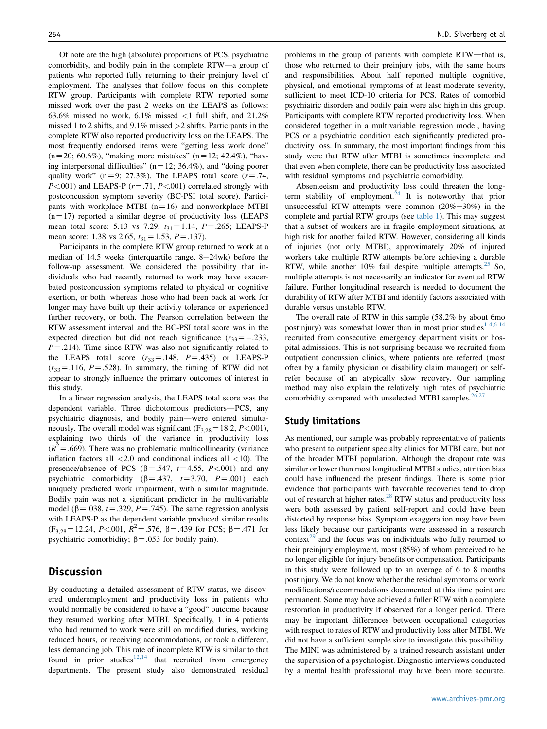Of note are the high (absolute) proportions of PCS, psychiatric comorbidity, and bodily pain in the complete RTW—a group of patients who reported fully returning to their preinjury level of employment. The analyses that follow focus on this complete RTW group. Participants with complete RTW reported some missed work over the past 2 weeks on the LEAPS as follows: 63.6% missed no work, 6.1% missed <1 full shift, and 21.2% missed 1 to 2 shifts, and 9.1% missed >2 shifts. Participants in the complete RTW also reported productivity loss on the LEAPS. The most frequently endorsed items were "getting less work done" (n=20; 60.6%), "making more mistakes" (n=12; 42.4%), "having interpersonal difficulties" (n=12; 36.4%), and "doing poorer quality work" (n=9; 27.3%). The LEAPS total score ($r$=.74, $P$<.001) and LEAPS-P ($r$=.71, $P$<.001) correlated strongly with postconcussion symptom severity (BC-PSI total score). Participants with workplace MTBI (n=16) and nonworkplace MTBI (n=17) reported a similar degree of productivity loss (LEAPS mean total score: 5.13 vs 7.29, $t_{31}$=1.14, $P$=.265; LEAPS-P mean score: 1.38 vs 2.65, $t_{31}$=1.53, $P$=.137).

Participants in the complete RTW group returned to work at a median of 14.5 weeks (interquartile range, 8−24wk) before the follow-up assessment. We considered the possibility that individuals who had recently returned to work may have exacerbated postconcussion symptoms related to physical or cognitive exertion, or both, whereas those who had been back at work for longer may have built up their activity tolerance or experienced further recovery, or both. The Pearson correlation between the RTW assessment interval and the BC-PSI total score was in the expected direction but did not reach significance ($r_{33}$=−.233, $P$=.214). Time since RTW was also not significantly related to the LEAPS total score ($r_{33}$=.148, $P$=.435) or LEAPS-P ($r_{33}$=.116, $P$=.528). In summary, the timing of RTW did not appear to strongly influence the primary outcomes of interest in this study.

In a linear regression analysis, the LEAPS total score was the dependent variable. Three dichotomous predictors—PCS, any psychiatric diagnosis, and bodily pain—were entered simultaneously. The overall model was significant ($F_{3,28}$=18.2, $P$<.001), explaining two thirds of the variance in productivity loss ($R^2$=.669). There was no problematic multicollinearity (variance inflation factors all <2.0 and conditional indices all <10). The presence/absence of PCS (β=.547, $t$=4.55, $P$<.001) and any psychiatric comorbidity (β=.437, $t$=3.70, $P$=.001) each uniquely predicted work impairment, with a similar magnitude. Bodily pain was not a significant predictor in the multivariable model (β=.038, $t$=.329, $P$=.745). The same regression analysis with LEAPS-P as the dependent variable produced similar results ($F_{3,28}$=12.24, $P$<.001, $R^2$=.576, β=.439 for PCS; β=.471 for psychiatric comorbidity; β=.053 for bodily pain).

## Discussion

By conducting a detailed assessment of RTW status, we discovered underemployment and productivity loss in patients who would normally be considered to have a "good" outcome because they resumed working after MTBI. Specifically, 1 in 4 patients who had returned to work were still on modified duties, working reduced hours, or receiving accommodations, or took a different, less demanding job. This rate of incomplete RTW is similar to that found in prior studies[12,14] that recruited from emergency departments. The present study also demonstrated residual problems in the group of patients with complete RTW—that is, those who returned to their preinjury jobs, with the same hours and responsibilities. About half reported multiple cognitive, physical, and emotional symptoms of at least moderate severity, sufficient to meet ICD-10 criteria for PCS. Rates of comorbid psychiatric disorders and bodily pain were also high in this group. Participants with complete RTW reported productivity loss. When considered together in a multivariable regression model, having PCS or a psychiatric condition each significantly predicted productivity loss. In summary, the most important findings from this study were that RTW after MTBI is sometimes incomplete and that even when complete, there can be productivity loss associated with residual symptoms and psychiatric comorbidity.

Absenteeism and productivity loss could threaten the long-term stability of employment.[24] It is noteworthy that prior unsuccessful RTW attempts were common (20%−30%) in the complete and partial RTW groups (see table 1). This may suggest that a subset of workers are in fragile employment situations, at high risk for another failed RTW. However, considering all kinds of injuries (not only MTBI), approximately 20% of injured workers take multiple RTW attempts before achieving a durable RTW, while another 10% fail despite multiple attempts.[25] So, multiple attempts is not necessarily an indicator for eventual RTW failure. Further longitudinal research is needed to document the durability of RTW after MTBI and identify factors associated with durable versus unstable RTW.

The overall rate of RTW in this sample (58.2% by about 6mo postinjury) was somewhat lower than in most prior studies[1-4,6-14] recruited from consecutive emergency department visits or hospital admissions. This is not surprising because we recruited from outpatient concussion clinics, where patients are referred (most often by a family physician or disability claim manager) or self-refer because of an atypically slow recovery. Our sampling method may also explain the relatively high rates of psychiatric comorbidity compared with unselected MTBI samples.[26,27]

### Study limitations

As mentioned, our sample was probably representative of patients who present to outpatient specialty clinics for MTBI care, but not of the broader MTBI population. Although the dropout rate was similar or lower than most longitudinal MTBI studies, attrition bias could have influenced the present findings. There is some prior evidence that participants with favorable recoveries tend to drop out of research at higher rates.[28] RTW status and productivity loss were both assessed by patient self-report and could have been distorted by response bias. Symptom exaggeration may have been less likely because our participants were assessed in a research context[29] and the focus was on individuals who fully returned to their preinjury employment, most (85%) of whom perceived to be no longer eligible for injury benefits or compensation. Participants in this study were followed up to an average of 6 to 8 months postinjury. We do not know whether the residual symptoms or work modifications/accommodations documented at this time point are permanent. Some may have achieved a fuller RTW with a complete restoration in productivity if observed for a longer period. There may be important differences between occupational categories with respect to rates of RTW and productivity loss after MTBI. We did not have a sufficient sample size to investigate this possibility. The MINI was administered by a trained research assistant under the supervision of a psychologist. Diagnostic interviews conducted by a mental health professional may have been more accurate.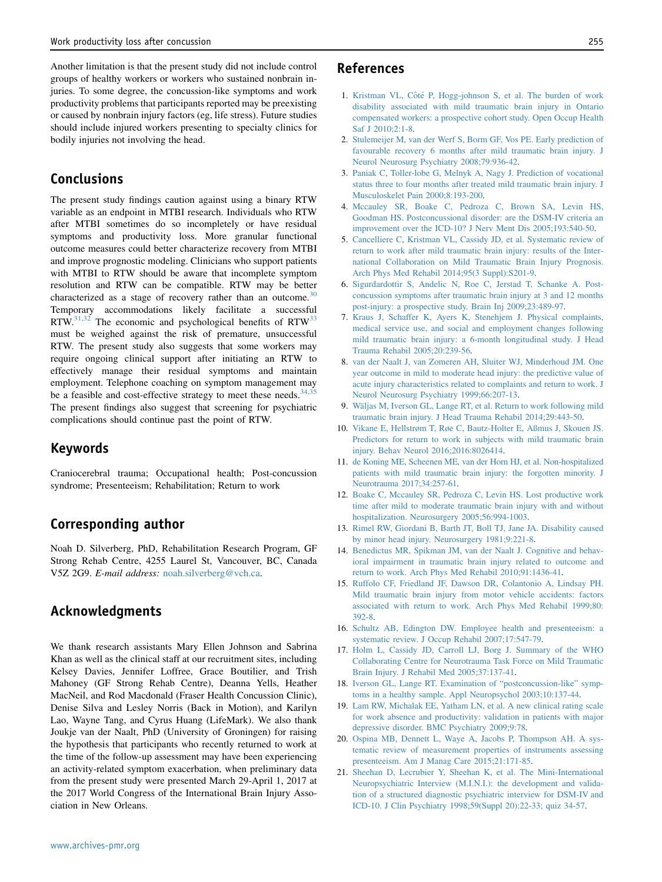Another limitation is that the present study did not include control groups of healthy workers or workers who sustained nonbrain injuries. To some degree, the concussion-like symptoms and work productivity problems that participants reported may be preexisting or caused by nonbrain injury factors (eg, life stress). Future studies should include injured workers presenting to specialty clinics for bodily injuries not involving the head.

## Conclusions

The present study findings caution against using a binary RTW variable as an endpoint in MTBI research. Individuals who RTW after MTBI sometimes do so incompletely or have residual symptoms and productivity loss. More granular functional outcome measures could better characterize recovery from MTBI and improve prognostic modeling. Clinicians who support patients with MTBI to RTW should be aware that incomplete symptom resolution and RTW can be compatible. RTW may be better characterized as a stage of recovery rather than an outcome.[30] Temporary accommodations likely facilitate a successful RTW.[31,32] The economic and psychological benefits of RTW[33] must be weighed against the risk of premature, unsuccessful RTW. The present study also suggests that some workers may require ongoing clinical support after initiating an RTW to effectively manage their residual symptoms and maintain employment. Telephone coaching on symptom management may be a feasible and cost-effective strategy to meet these needs.[34,35] The present findings also suggest that screening for psychiatric complications should continue past the point of RTW.

## Keywords

Craniocerebral trauma; Occupational health; Post-concussion syndrome; Presenteeism; Rehabilitation; Return to work

## Corresponding author

Noah D. Silverberg, PhD, Rehabilitation Research Program, GF Strong Rehab Centre, 4255 Laurel St, Vancouver, BC, Canada V5Z 2G9. *E-mail address:* noah.silverberg@vch.ca.

## Acknowledgments

We thank research assistants Mary Ellen Johnson and Sabrina Khan as well as the clinical staff at our recruitment sites, including Kelsey Davies, Jennifer Loffree, Grace Boutilier, and Trish Mahoney (GF Strong Rehab Centre), Deanna Yells, Heather MacNeil, and Rod Macdonald (Fraser Health Concussion Clinic), Denise Silva and Lesley Norris (Back in Motion), and Karilyn Lao, Wayne Tang, and Cyrus Huang (LifeMark). We also thank Joukje van der Naalt, PhD (University of Groningen) for raising the hypothesis that participants who recently returned to work at the time of the follow-up assessment may have been experiencing an activity-related symptom exacerbation, when preliminary data from the present study were presented March 29-April 1, 2017 at the 2017 World Congress of the International Brain Injury Association in New Orleans.

## References

1. Kristman VL, Côté P, Hogg-johnson S, et al. The burden of work disability associated with mild traumatic brain injury in Ontario compensated workers: a prospective cohort study. Open Occup Health Saf J 2010;2:1-8.
2. Stulemeijer M, van der Werf S, Borm GF, Vos PE. Early prediction of favourable recovery 6 months after mild traumatic brain injury. J Neurol Neurosurg Psychiatry 2008;79:936-42.
3. Paniak C, Toller-lobe G, Melnyk A, Nagy J. Prediction of vocational status three to four months after treated mild traumatic brain injury. J Musculoskelet Pain 2000;8:193-200.
4. Mccauley SR, Boake C, Pedroza C, Brown SA, Levin HS, Goodman HS. Postconcussional disorder: are the DSM-IV criteria an improvement over the ICD-10? J Nerv Ment Dis 2005;193:540-50.
5. Cancelliere C, Kristman VL, Cassidy JD, et al. Systematic review of return to work after mild traumatic brain injury: results of the International Collaboration on Mild Traumatic Brain Injury Prognosis. Arch Phys Med Rehabil 2014;95(3 Suppl):S201-9.
6. Sigurdardottir S, Andelic N, Roe C, Jerstad T, Schanke A. Post-concussion symptoms after traumatic brain injury at 3 and 12 months post-injury: a prospective study. Brain Inj 2009;23:489-97.
7. Kraus J, Schaffer K, Ayers K, Stenehjem J. Physical complaints, medical service use, and social and employment changes following mild traumatic brain injury: a 6-month longitudinal study. J Head Trauma Rehabil 2005;20:239-56.
8. van der Naalt J, van Zomeren AH, Sluiter WJ, Minderhoud JM. One year outcome in mild to moderate head injury: the predictive value of acute injury characteristics related to complaints and return to work. J Neurol Neurosurg Psychiatry 1999;66:207-13.
9. Wäljas M, Iverson GL, Lange RT, et al. Return to work following mild traumatic brain injury. J Head Trauma Rehabil 2014;29:443-50.
10. Vikane E, Hellstrøm T, Røe C, Bautz-Holter E, Aßmus J, Skouen JS. Predictors for return to work in subjects with mild traumatic brain injury. Behav Neurol 2016;2016:8026414.
11. de Koning ME, Scheenen ME, van der Horn HJ, et al. Non-hospitalized patients with mild traumatic brain injury: the forgotten minority. J Neurotrauma 2017;34:257-61.
12. Boake C, Mccauley SR, Pedroza C, Levin HS. Lost productive work time after mild to moderate traumatic brain injury with and without hospitalization. Neurosurgery 2005;56:994-1003.
13. Rimel RW, Giordani B, Barth JT, Boll TJ, Jane JA. Disability caused by minor head injury. Neurosurgery 1981;9:221-8.
14. Benedictus MR, Spikman JM, van der Naalt J. Cognitive and behavioral impairment in traumatic brain injury related to outcome and return to work. Arch Phys Med Rehabil 2010;91:1436-41.
15. Ruffolo CF, Friedland JF, Dawson DR, Colantonio A, Lindsay PH. Mild traumatic brain injury from motor vehicle accidents: factors associated with return to work. Arch Phys Med Rehabil 1999;80:392-8.
16. Schultz AB, Edington DW. Employee health and presenteeism: a systematic review. J Occup Rehabil 2007;17:547-79.
17. Holm L, Cassidy JD, Carroll LJ, Borg J. Summary of the WHO Collaborating Centre for Neurotrauma Task Force on Mild Traumatic Brain Injury. J Rehabil Med 2005;37:137-41.
18. Iverson GL, Lange RT. Examination of "postconcussion-like" symptoms in a healthy sample. Appl Neuropsychol 2003;10:137-44.
19. Lam RW, Michalak EE, Yatham LN, et al. A new clinical rating scale for work absence and productivity: validation in patients with major depressive disorder. BMC Psychiatry 2009;9:78.
20. Ospina MB, Dennett L, Waye A, Jacobs P, Thompson AH. A systematic review of measurement properties of instruments assessing presenteeism. Am J Manag Care 2015;21:171-85.
21. Sheehan D, Lecrubier Y, Sheehan K, et al. The Mini-International Neuropsychiatric Interview (M.I.N.I.): the development and validation of a structured diagnostic psychiatric interview for DSM-IV and ICD-10. J Clin Psychiatry 1998;59(Suppl 20):22-33; quiz 34-57.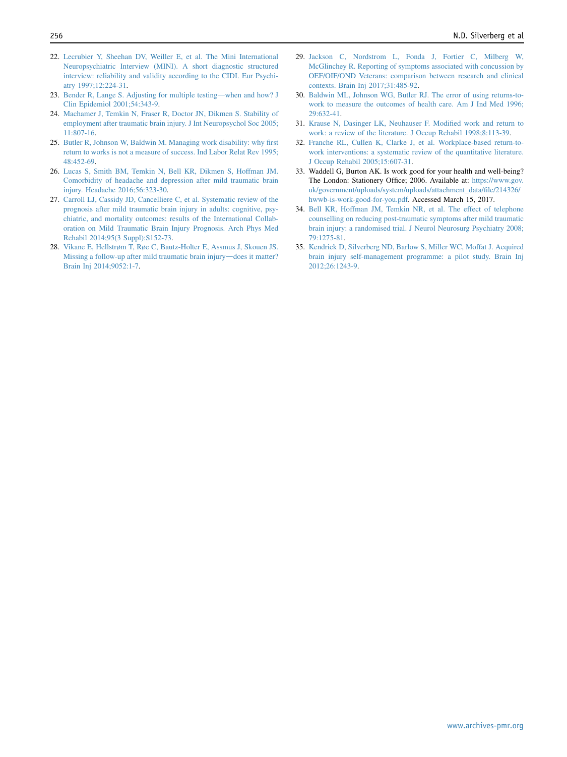22. Lecrubier Y, Sheehan DV, Weiller E, et al. The Mini International Neuropsychiatric Interview (MINI). A short diagnostic structured interview: reliability and validity according to the CIDI. Eur Psychiatry 1997;12:224-31.
23. Bender R, Lange S. Adjusting for multiple testing—when and how? J Clin Epidemiol 2001;54:343-9.
24. Machamer J, Temkin N, Fraser R, Doctor JN, Dikmen S. Stability of employment after traumatic brain injury. J Int Neuropsychol Soc 2005; 11:807-16.
25. Butler R, Johnson W, Baldwin M. Managing work disability: why first return to works is not a measure of success. Ind Labor Relat Rev 1995; 48:452-69.
26. Lucas S, Smith BM, Temkin N, Bell KR, Dikmen S, Hoffman JM. Comorbidity of headache and depression after mild traumatic brain injury. Headache 2016;56:323-30.
27. Carroll LJ, Cassidy JD, Cancelliere C, et al. Systematic review of the prognosis after mild traumatic brain injury in adults: cognitive, psychiatric, and mortality outcomes: results of the International Collaboration on Mild Traumatic Brain Injury Prognosis. Arch Phys Med Rehabil 2014;95(3 Suppl):S152-73.
28. Vikane E, Hellstrøm T, Røe C, Bautz-Holter E, Assmus J, Skouen JS. Missing a follow-up after mild traumatic brain injury—does it matter? Brain Inj 2014;9052:1-7.
29. Jackson C, Nordstrom L, Fonda J, Fortier C, Milberg W, McGlinchey R. Reporting of symptoms associated with concussion by OEF/OIF/OND Veterans: comparison between research and clinical contexts. Brain Inj 2017;31:485-92.
30. Baldwin ML, Johnson WG, Butler RJ. The error of using returns-to-work to measure the outcomes of health care. Am J Ind Med 1996; 29:632-41.
31. Krause N, Dasinger LK, Neuhauser F. Modified work and return to work: a review of the literature. J Occup Rehabil 1998;8:113-39.
32. Franche RL, Cullen K, Clarke J, et al. Workplace-based return-to-work interventions: a systematic review of the quantitative literature. J Occup Rehabil 2005;15:607-31.
33. Waddell G, Burton AK. Is work good for your health and well-being? The London: Stationery Office; 2006. Available at: https://www.gov.uk/government/uploads/system/uploads/attachment_data/file/214326/hwwb-is-work-good-for-you.pdf. Accessed March 15, 2017.
34. Bell KR, Hoffman JM, Temkin NR, et al. The effect of telephone counselling on reducing post-traumatic symptoms after mild traumatic brain injury: a randomised trial. J Neurol Neurosurg Psychiatry 2008; 79:1275-81.
35. Kendrick D, Silverberg ND, Barlow S, Miller WC, Moffat J. Acquired brain injury self-management programme: a pilot study. Brain Inj 2012;26:1243-9.